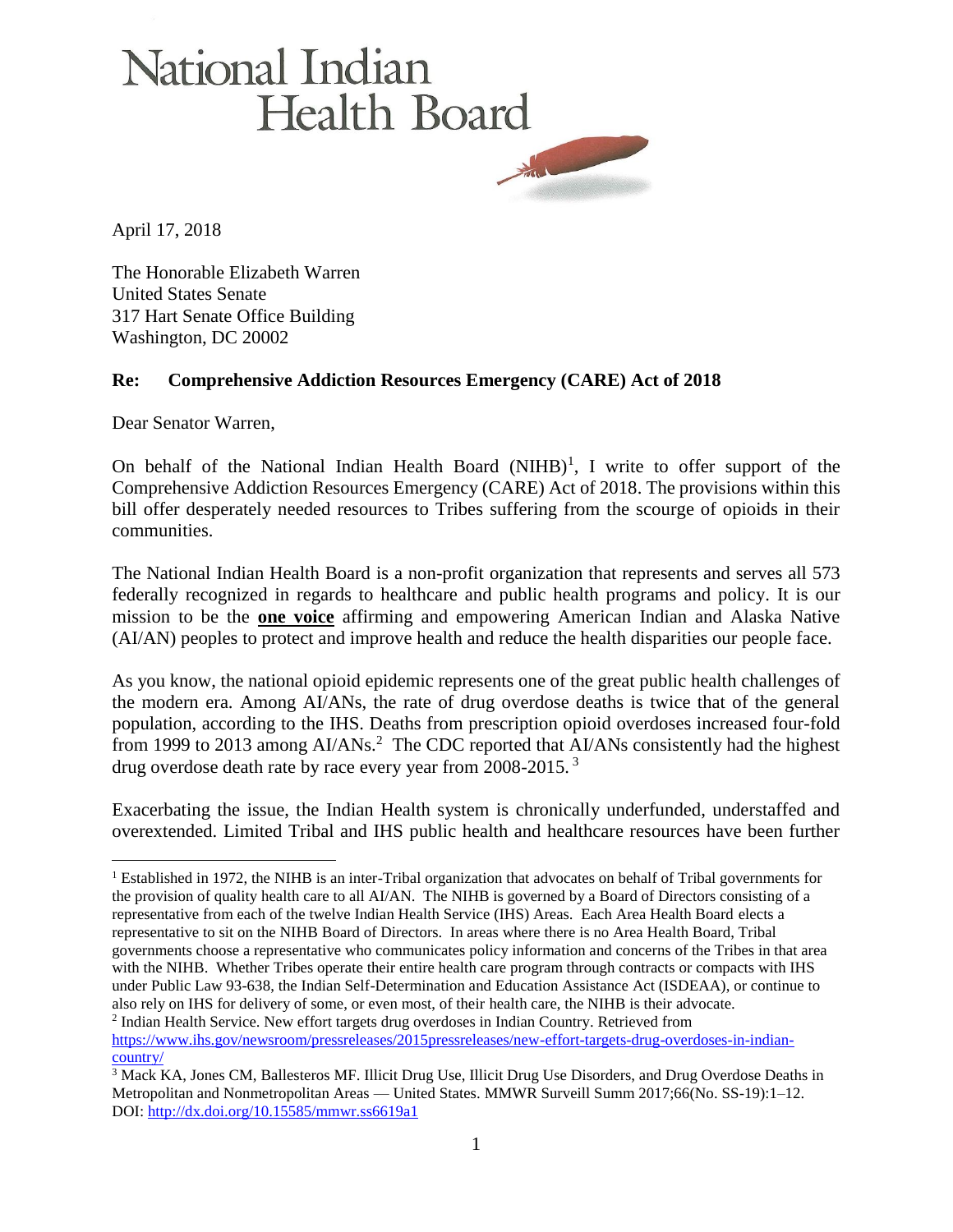# National Indian Health Board

April 17, 2018

The Honorable Elizabeth Warren
United States Senate
317 Hart Senate Office Building
Washington, DC 20002

**Re: Comprehensive Addiction Resources Emergency (CARE) Act of 2018**

Dear Senator Warren,

On behalf of the National Indian Health Board (NIHB)[1], I write to offer support of the Comprehensive Addiction Resources Emergency (CARE) Act of 2018. The provisions within this bill offer desperately needed resources to Tribes suffering from the scourge of opioids in their communities.

The National Indian Health Board is a non-profit organization that represents and serves all 573 federally recognized in regards to healthcare and public health programs and policy. It is our mission to be the **one voice** affirming and empowering American Indian and Alaska Native (AI/AN) peoples to protect and improve health and reduce the health disparities our people face.

As you know, the national opioid epidemic represents one of the great public health challenges of the modern era. Among AI/ANs, the rate of drug overdose deaths is twice that of the general population, according to the IHS. Deaths from prescription opioid overdoses increased four-fold from 1999 to 2013 among AI/ANs.[2] The CDC reported that AI/ANs consistently had the highest drug overdose death rate by race every year from 2008-2015.[3]

Exacerbating the issue, the Indian Health system is chronically underfunded, understaffed and overextended. Limited Tribal and IHS public health and healthcare resources have been further

---

[1] Established in 1972, the NIHB is an inter-Tribal organization that advocates on behalf of Tribal governments for the provision of quality health care to all AI/AN. The NIHB is governed by a Board of Directors consisting of a representative from each of the twelve Indian Health Service (IHS) Areas. Each Area Health Board elects a representative to sit on the NIHB Board of Directors. In areas where there is no Area Health Board, Tribal governments choose a representative who communicates policy information and concerns of the Tribes in that area with the NIHB. Whether Tribes operate their entire health care program through contracts or compacts with IHS under Public Law 93-638, the Indian Self-Determination and Education Assistance Act (ISDEAA), or continue to also rely on IHS for delivery of some, or even most, of their health care, the NIHB is their advocate.

[2] Indian Health Service. New effort targets drug overdoses in Indian Country. Retrieved from https://www.ihs.gov/newsroom/pressreleases/2015pressreleases/new-effort-targets-drug-overdoses-in-indian-country/

[3] Mack KA, Jones CM, Ballesteros MF. Illicit Drug Use, Illicit Drug Use Disorders, and Drug Overdose Deaths in Metropolitan and Nonmetropolitan Areas — United States. MMWR Surveill Summ 2017;66(No. SS-19):1–12. DOI: http://dx.doi.org/10.15585/mmwr.ss6619a1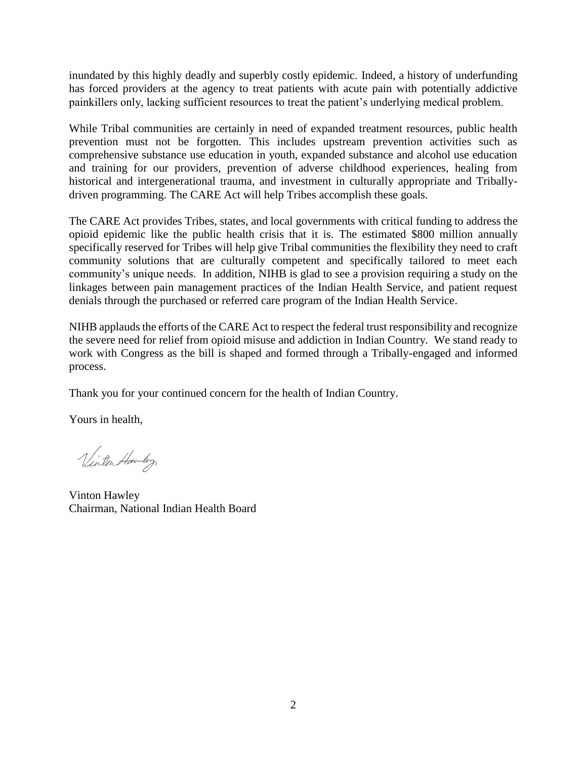inundated by this highly deadly and superbly costly epidemic. Indeed, a history of underfunding has forced providers at the agency to treat patients with acute pain with potentially addictive painkillers only, lacking sufficient resources to treat the patient's underlying medical problem.

While Tribal communities are certainly in need of expanded treatment resources, public health prevention must not be forgotten. This includes upstream prevention activities such as comprehensive substance use education in youth, expanded substance and alcohol use education and training for our providers, prevention of adverse childhood experiences, healing from historical and intergenerational trauma, and investment in culturally appropriate and Tribally-driven programming. The CARE Act will help Tribes accomplish these goals.

The CARE Act provides Tribes, states, and local governments with critical funding to address the opioid epidemic like the public health crisis that it is. The estimated $800 million annually specifically reserved for Tribes will help give Tribal communities the flexibility they need to craft community solutions that are culturally competent and specifically tailored to meet each community's unique needs. In addition, NIHB is glad to see a provision requiring a study on the linkages between pain management practices of the Indian Health Service, and patient request denials through the purchased or referred care program of the Indian Health Service.

NIHB applauds the efforts of the CARE Act to respect the federal trust responsibility and recognize the severe need for relief from opioid misuse and addiction in Indian Country. We stand ready to work with Congress as the bill is shaped and formed through a Tribally-engaged and informed process.

Thank you for your continued concern for the health of Indian Country.

Yours in health,

Vinton Hawley
Chairman, National Indian Health Board